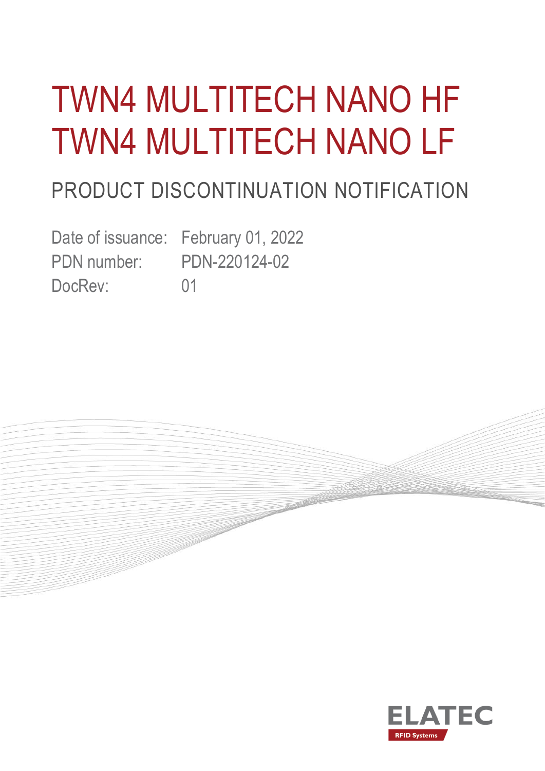# TWN4 MULTITECH NANO HF
# TWN4 MULTITECH NANO LF

## PRODUCT DISCONTINUATION NOTIFICATION

Date of issuance: February 01, 2022
PDN number: PDN-220124-02
DocRev: 01

ELATEC
RFID Systems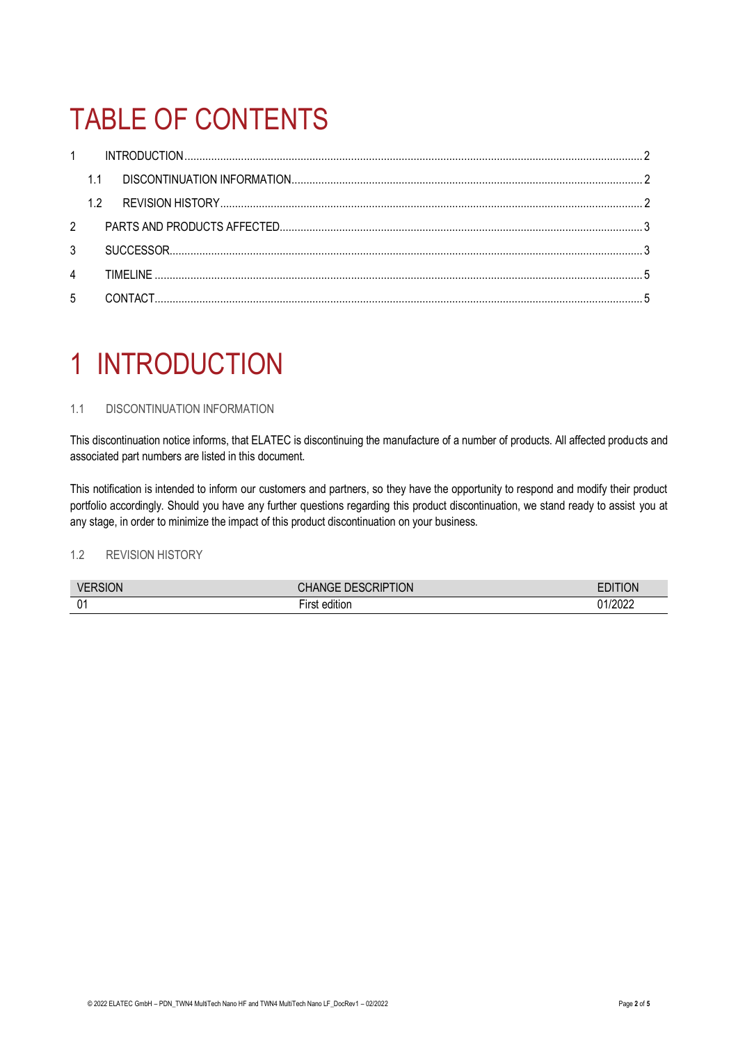# TABLE OF CONTENTS

| | | |
|---|---|---|
| 1 | INTRODUCTION | 2 |
| 1.1 | DISCONTINUATION INFORMATION | 2 |
| 1.2 | REVISION HISTORY | 2 |
| 2 | PARTS AND PRODUCTS AFFECTED | 3 |
| 3 | SUCCESSOR | 3 |
| 4 | TIMELINE | 5 |
| 5 | CONTACT | 5 |

# 1 INTRODUCTION

## 1.1 DISCONTINUATION INFORMATION

This discontinuation notice informs, that ELATEC is discontinuing the manufacture of a number of products. All affected products and associated part numbers are listed in this document.

This notification is intended to inform our customers and partners, so they have the opportunity to respond and modify their product portfolio accordingly. Should you have any further questions regarding this product discontinuation, we stand ready to assist you at any stage, in order to minimize the impact of this product discontinuation on your business.

## 1.2 REVISION HISTORY

| VERSION | CHANGE DESCRIPTION | EDITION |
|---|---|---|
| 01 | First edition | 01/2022 |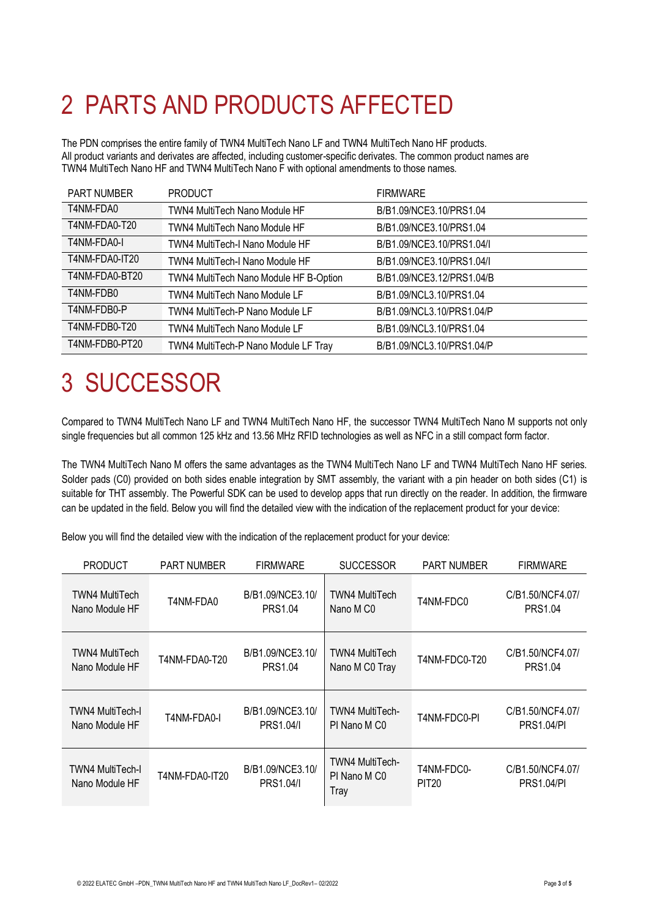# 2 PARTS AND PRODUCTS AFFECTED

The PDN comprises the entire family of TWN4 MultiTech Nano LF and TWN4 MultiTech Nano HF products.
All product variants and derivates are affected, including customer-specific derivates. The common product names are TWN4 MultiTech Nano HF and TWN4 MultiTech Nano F with optional amendments to those names.

| PART NUMBER | PRODUCT | FIRMWARE |
|---|---|---|
| T4NM-FDA0 | TWN4 MultiTech Nano Module HF | B/B1.09/NCE3.10/PRS1.04 |
| T4NM-FDA0-T20 | TWN4 MultiTech Nano Module HF | B/B1.09/NCE3.10/PRS1.04 |
| T4NM-FDA0-I | TWN4 MultiTech-I Nano Module HF | B/B1.09/NCE3.10/PRS1.04/I |
| T4NM-FDA0-IT20 | TWN4 MultiTech-I Nano Module HF | B/B1.09/NCE3.10/PRS1.04/I |
| T4NM-FDA0-BT20 | TWN4 MultiTech Nano Module HF B-Option | B/B1.09/NCE3.12/PRS1.04/B |
| T4NM-FDB0 | TWN4 MultiTech Nano Module LF | B/B1.09/NCL3.10/PRS1.04 |
| T4NM-FDB0-P | TWN4 MultiTech-P Nano Module LF | B/B1.09/NCL3.10/PRS1.04/P |
| T4NM-FDB0-T20 | TWN4 MultiTech Nano Module LF | B/B1.09/NCL3.10/PRS1.04 |
| T4NM-FDB0-PT20 | TWN4 MultiTech-P Nano Module LF Tray | B/B1.09/NCL3.10/PRS1.04/P |

# 3 SUCCESSOR

Compared to TWN4 MultiTech Nano LF and TWN4 MultiTech Nano HF, the successor TWN4 MultiTech Nano M supports not only single frequencies but all common 125 kHz and 13.56 MHz RFID technologies as well as NFC in a still compact form factor.

The TWN4 MultiTech Nano M offers the same advantages as the TWN4 MultiTech Nano LF and TWN4 MultiTech Nano HF series. Solder pads (C0) provided on both sides enable integration by SMT assembly, the variant with a pin header on both sides (C1) is suitable for THT assembly. The Powerful SDK can be used to develop apps that run directly on the reader. In addition, the firmware can be updated in the field. Below you will find the detailed view with the indication of the replacement product for your device:

Below you will find the detailed view with the indication of the replacement product for your device:

| PRODUCT | PART NUMBER | FIRMWARE | SUCCESSOR | PART NUMBER | FIRMWARE |
|---|---|---|---|---|---|
| TWN4 MultiTech Nano Module HF | T4NM-FDA0 | B/B1.09/NCE3.10/PRS1.04 | TWN4 MultiTech Nano M C0 | T4NM-FDC0 | C/B1.50/NCF4.07/PRS1.04 |
| TWN4 MultiTech Nano Module HF | T4NM-FDA0-T20 | B/B1.09/NCE3.10/PRS1.04 | TWN4 MultiTech Nano M C0 Tray | T4NM-FDC0-T20 | C/B1.50/NCF4.07/PRS1.04 |
| TWN4 MultiTech-I Nano Module HF | T4NM-FDA0-I | B/B1.09/NCE3.10/PRS1.04/I | TWN4 MultiTech-PI Nano M C0 | T4NM-FDC0-PI | C/B1.50/NCF4.07/PRS1.04/PI |
| TWN4 MultiTech-I Nano Module HF | T4NM-FDA0-IT20 | B/B1.09/NCE3.10/PRS1.04/I | TWN4 MultiTech-PI Nano M C0 Tray | T4NM-FDC0-PIT20 | C/B1.50/NCF4.07/PRS1.04/PI |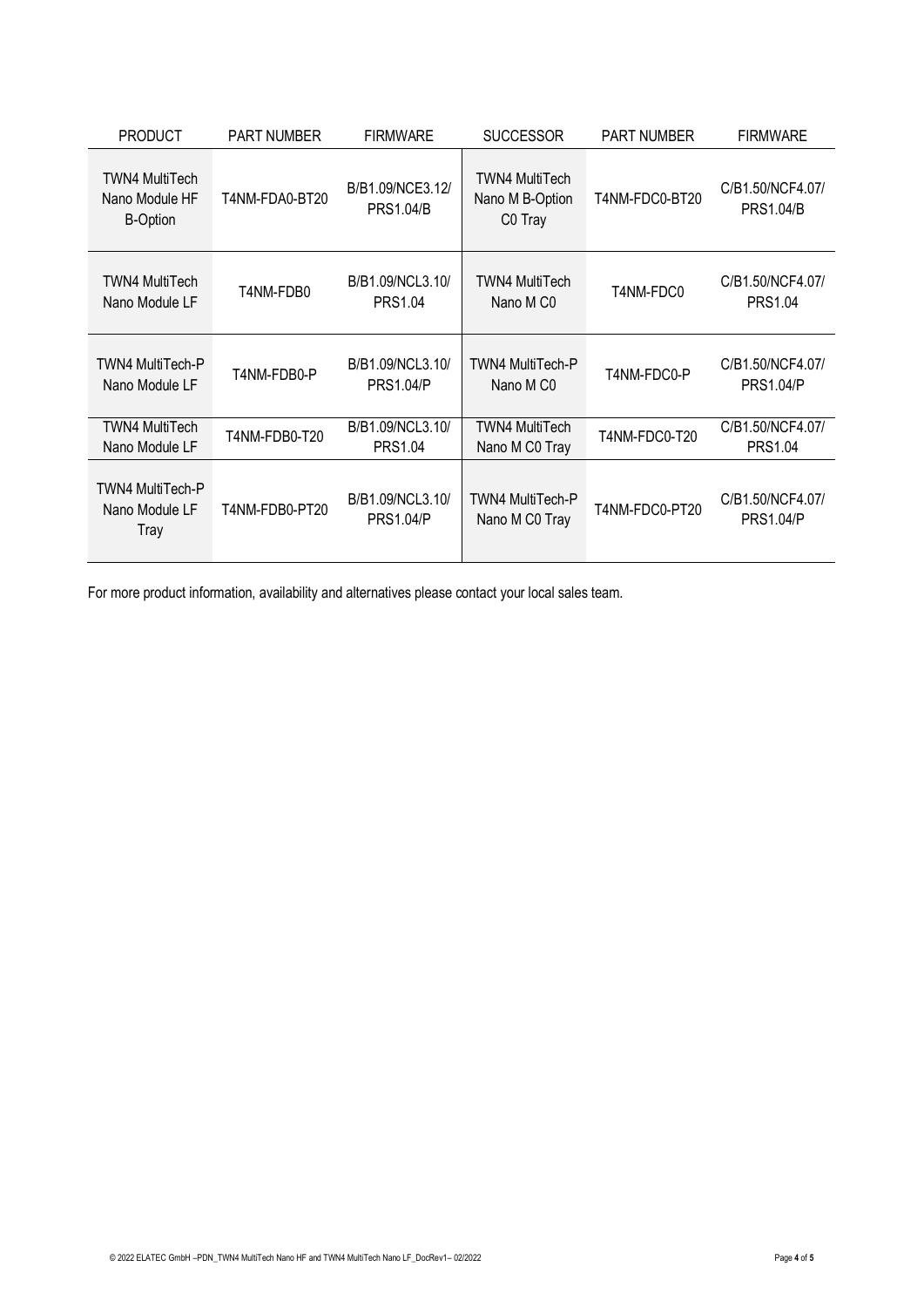| PRODUCT | PART NUMBER | FIRMWARE | SUCCESSOR | PART NUMBER | FIRMWARE |
|---|---|---|---|---|---|
| TWN4 MultiTech Nano Module HF B-Option | T4NM-FDA0-BT20 | B/B1.09/NCE3.12/ PRS1.04/B | TWN4 MultiTech Nano M B-Option C0 Tray | T4NM-FDC0-BT20 | C/B1.50/NCF4.07/ PRS1.04/B |
| TWN4 MultiTech Nano Module LF | T4NM-FDB0 | B/B1.09/NCL3.10/ PRS1.04 | TWN4 MultiTech Nano M C0 | T4NM-FDC0 | C/B1.50/NCF4.07/ PRS1.04 |
| TWN4 MultiTech-P Nano Module LF | T4NM-FDB0-P | B/B1.09/NCL3.10/ PRS1.04/P | TWN4 MultiTech-P Nano M C0 | T4NM-FDC0-P | C/B1.50/NCF4.07/ PRS1.04/P |
| TWN4 MultiTech Nano Module LF | T4NM-FDB0-T20 | B/B1.09/NCL3.10/ PRS1.04 | TWN4 MultiTech Nano M C0 Tray | T4NM-FDC0-T20 | C/B1.50/NCF4.07/ PRS1.04 |
| TWN4 MultiTech-P Nano Module LF Tray | T4NM-FDB0-PT20 | B/B1.09/NCL3.10/ PRS1.04/P | TWN4 MultiTech-P Nano M C0 Tray | T4NM-FDC0-PT20 | C/B1.50/NCF4.07/ PRS1.04/P |

For more product information, availability and alternatives please contact your local sales team.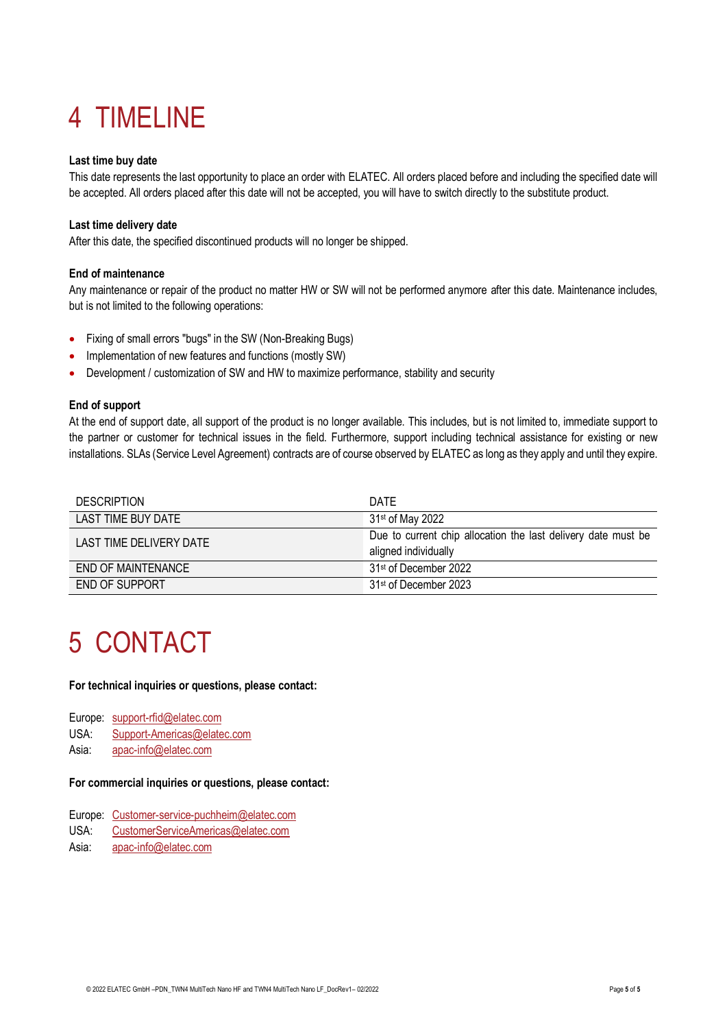# 4 TIMELINE

**Last time buy date**

This date represents the last opportunity to place an order with ELATEC. All orders placed before and including the specified date will be accepted. All orders placed after this date will not be accepted, you will have to switch directly to the substitute product.

**Last time delivery date**

After this date, the specified discontinued products will no longer be shipped.

**End of maintenance**

Any maintenance or repair of the product no matter HW or SW will not be performed anymore after this date. Maintenance includes, but is not limited to the following operations:

- Fixing of small errors "bugs" in the SW (Non-Breaking Bugs)
- Implementation of new features and functions (mostly SW)
- Development / customization of SW and HW to maximize performance, stability and security

**End of support**

At the end of support date, all support of the product is no longer available. This includes, but is not limited to, immediate support to the partner or customer for technical issues in the field. Furthermore, support including technical assistance for existing or new installations. SLAs (Service Level Agreement) contracts are of course observed by ELATEC as long as they apply and until they expire.

| DESCRIPTION | DATE |
|---|---|
| LAST TIME BUY DATE | 31st of May 2022 |
| LAST TIME DELIVERY DATE | Due to current chip allocation the last delivery date must be aligned individually |
| END OF MAINTENANCE | 31st of December 2022 |
| END OF SUPPORT | 31st of December 2023 |

# 5 CONTACT

**For technical inquiries or questions, please contact:**

Europe: support-rfid@elatec.com
USA: Support-Americas@elatec.com
Asia: apac-info@elatec.com

**For commercial inquiries or questions, please contact:**

Europe: Customer-service-puchheim@elatec.com
USA: CustomerServiceAmericas@elatec.com
Asia: apac-info@elatec.com